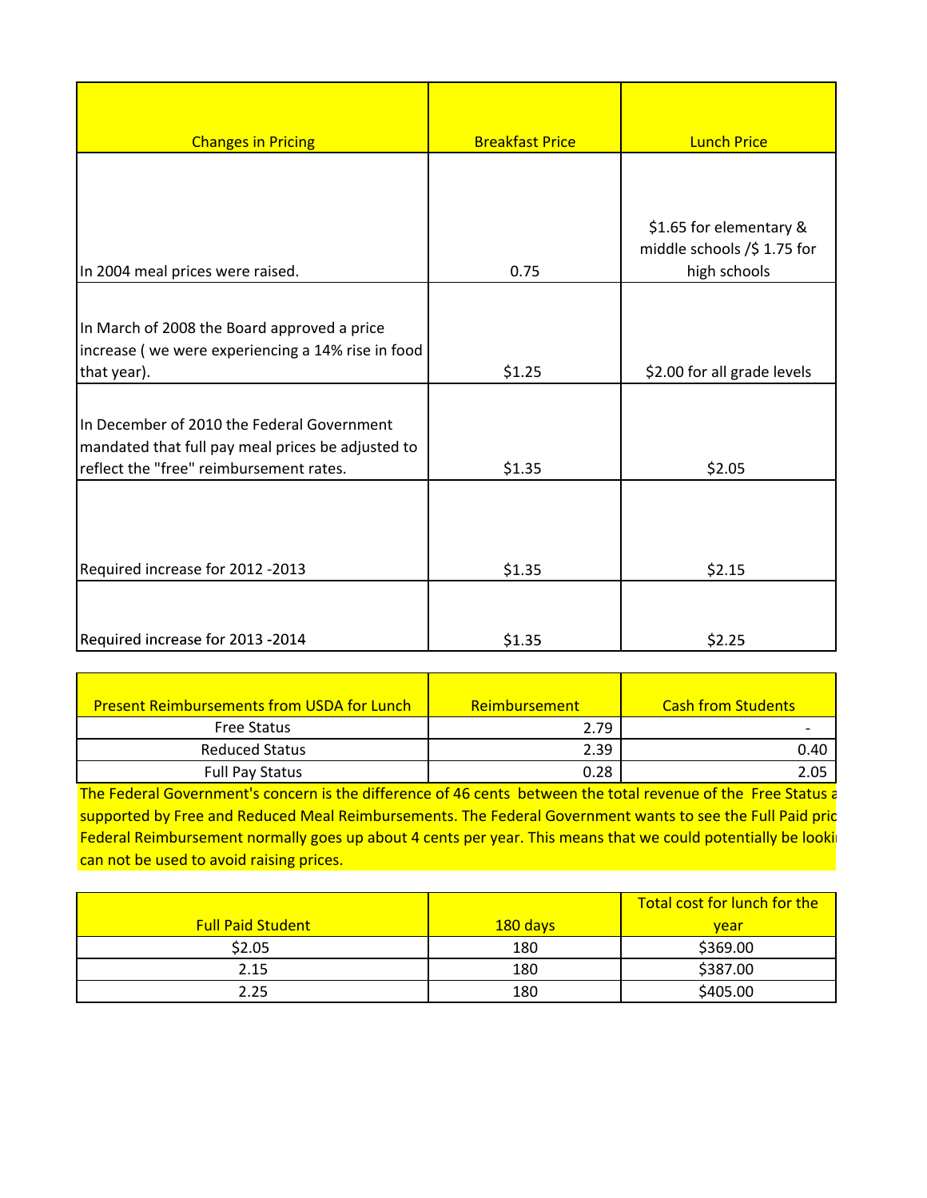| Changes in Pricing | Breakfast Price | Lunch Price |
|---|---|---|
| In 2004 meal prices were raised. | 0.75 | $1.65 for elementary & middle schools /$ 1.75 for high schools |
| In March of 2008 the Board approved a price increase ( we were experiencing a 14% rise in food that year). | $1.25 | $2.00 for all grade levels |
| In December of 2010 the Federal Government mandated that full pay meal prices be adjusted to reflect the "free" reimbursement rates. | $1.35 | $2.05 |
| Required increase for 2012 -2013 | $1.35 | $2.15 |
| Required increase for 2013 -2014 | $1.35 | $2.25 |

| Present Reimbursements from USDA for Lunch | Reimbursement | Cash from Students |
|---|---|---|
| Free Status | 2.79 | - |
| Reduced Status | 2.39 | 0.40 |
| Full Pay Status | 0.28 | 2.05 |

The Federal Government's concern is the difference of 46 cents between the total revenue of the Free Status a
supported by Free and Reduced Meal Reimbursements. The Federal Government wants to see the Full Paid pric
Federal Reimbursement normally goes up about 4 cents per year. This means that we could potentially be looki
can not be used to avoid raising prices.

| Full Paid Student | 180 days | Total cost for lunch for the year |
|---|---|---|
| $2.05 | 180 | $369.00 |
| 2.15 | 180 | $387.00 |
| 2.25 | 180 | $405.00 |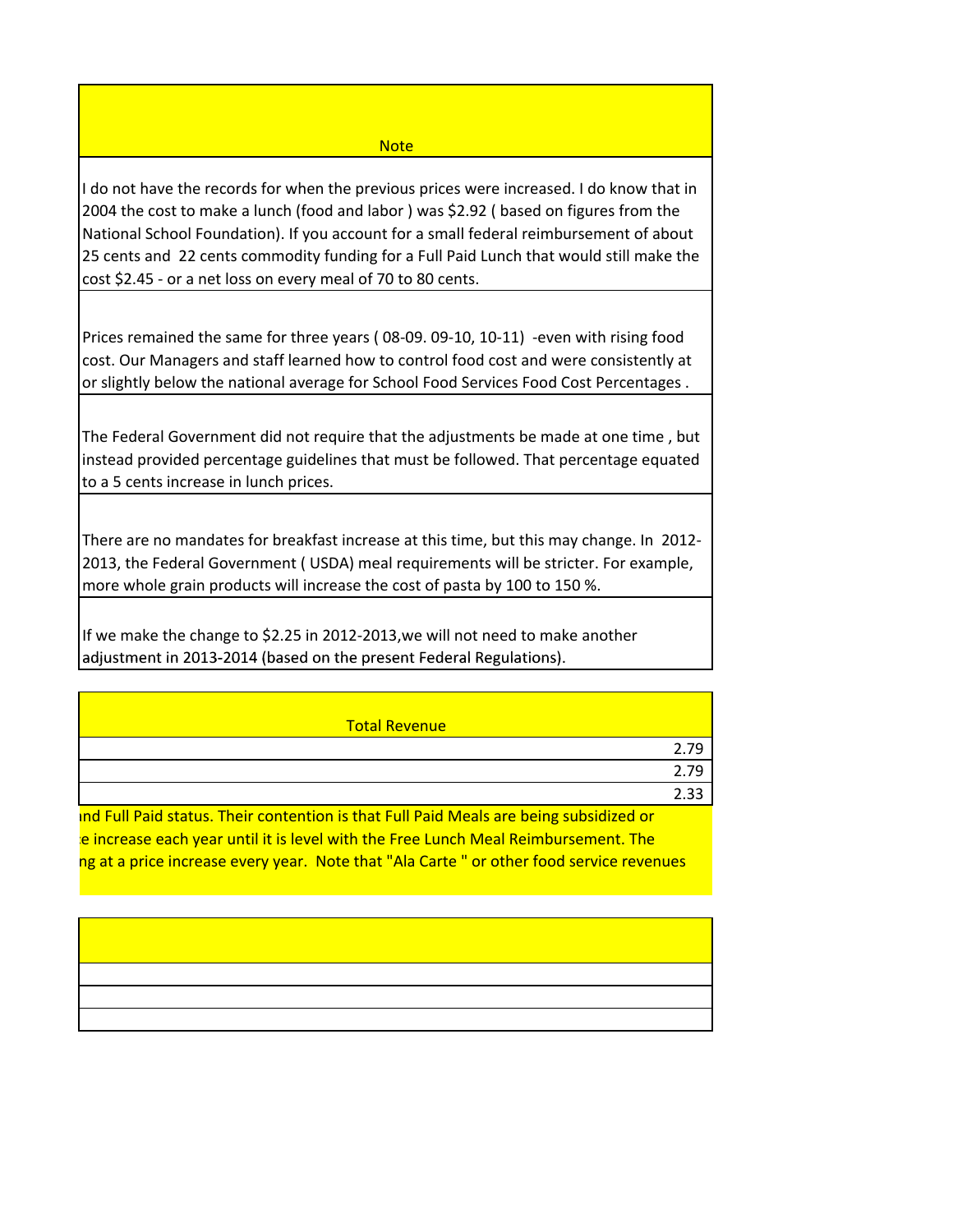| Note |
|---|
| I do not have the records for when the previous prices were increased. I do know that in 2004 the cost to make a lunch (food and labor ) was $2.92 ( based on figures from the National School Foundation). If you account for a small federal reimbursement of about 25 cents and 22 cents commodity funding for a Full Paid Lunch that would still make the cost $2.45 - or a net loss on every meal of 70 to 80 cents. |
| Prices remained the same for three years ( 08-09. 09-10, 10-11) -even with rising food cost. Our Managers and staff learned how to control food cost and were consistently at or slightly below the national average for School Food Services Food Cost Percentages . |
| The Federal Government did not require that the adjustments be made at one time , but instead provided percentage guidelines that must be followed. That percentage equated to a 5 cents increase in lunch prices. |
| There are no mandates for breakfast increase at this time, but this may change. In 2012-2013, the Federal Government ( USDA) meal requirements will be stricter. For example, more whole grain products will increase the cost of pasta by 100 to 150 %. |
| If we make the change to $2.25 in 2012-2013,we will not need to make another adjustment in 2013-2014 (based on the present Federal Regulations). |

| Total Revenue |
|---|
| 2.79 |
| 2.79 |
| 2.33 |

ınd Full Paid status. Their contention is that Full Paid Meals are being subsidized or
e increase each year until it is level with the Free Lunch Meal Reimbursement. The
ng at a price increase every year. Note that "Ala Carte " or other food service revenues

| |
|---|
| |
| |
| |